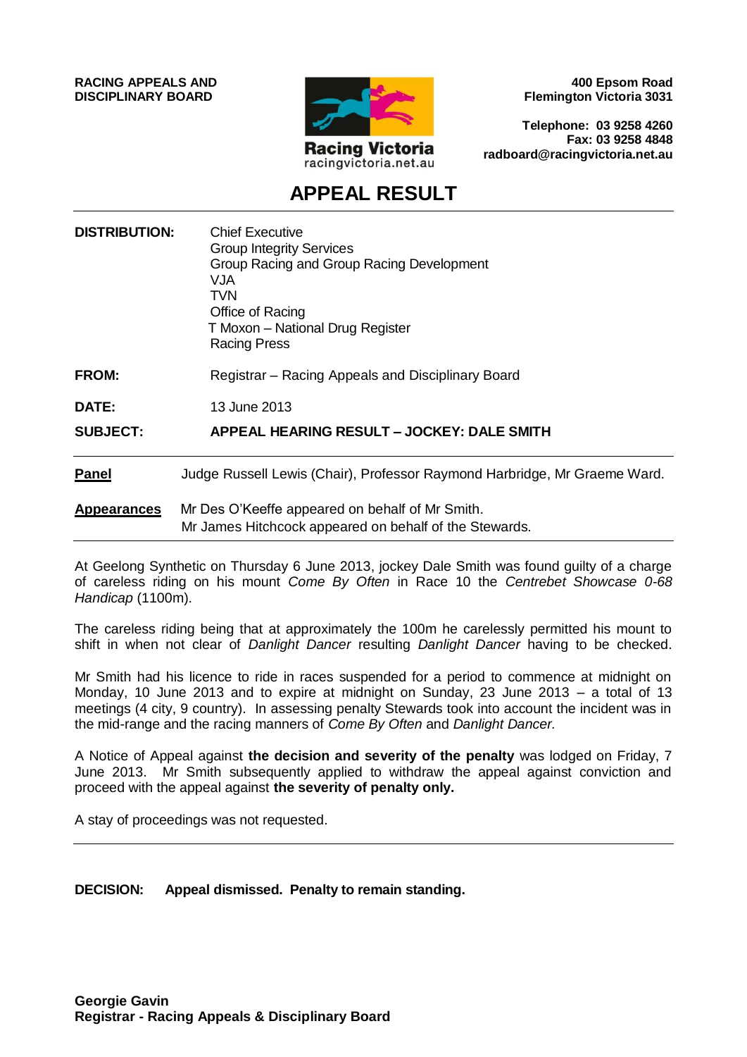**RACING APPEALS AND DISCIPLINARY BOARD**

Racing Victoria
racingvictoria.net.au

**400 Epsom Road**
**Flemington Victoria 3031**

**Telephone: 03 9258 4260**
**Fax: 03 9258 4848**
**radboard@racingvictoria.net.au**

# APPEAL RESULT

| | |
|---|---|
| **DISTRIBUTION:** | Chief Executive<br>Group Integrity Services<br>Group Racing and Group Racing Development<br>VJA<br>TVN<br>Office of Racing<br>T Moxon – National Drug Register<br>Racing Press |
| **FROM:** | Registrar – Racing Appeals and Disciplinary Board |
| **DATE:** | 13 June 2013 |
| **SUBJECT:** | **APPEAL HEARING RESULT – JOCKEY: DALE SMITH** |

**Panel** Judge Russell Lewis (Chair), Professor Raymond Harbridge, Mr Graeme Ward.

**Appearances** Mr Des O'Keeffe appeared on behalf of Mr Smith.
Mr James Hitchcock appeared on behalf of the Stewards.

At Geelong Synthetic on Thursday 6 June 2013, jockey Dale Smith was found guilty of a charge of careless riding on his mount *Come By Often* in Race 10 the *Centrebet Showcase 0-68 Handicap* (1100m).

The careless riding being that at approximately the 100m he carelessly permitted his mount to shift in when not clear of *Danlight Dancer* resulting *Danlight Dancer* having to be checked.

Mr Smith had his licence to ride in races suspended for a period to commence at midnight on Monday, 10 June 2013 and to expire at midnight on Sunday, 23 June 2013 – a total of 13 meetings (4 city, 9 country). In assessing penalty Stewards took into account the incident was in the mid-range and the racing manners of *Come By Often* and *Danlight Dancer.*

A Notice of Appeal against **the decision and severity of the penalty** was lodged on Friday, 7 June 2013. Mr Smith subsequently applied to withdraw the appeal against conviction and proceed with the appeal against **the severity of penalty only.**

A stay of proceedings was not requested.

**DECISION: Appeal dismissed. Penalty to remain standing.**

**Georgie Gavin**
**Registrar - Racing Appeals & Disciplinary Board**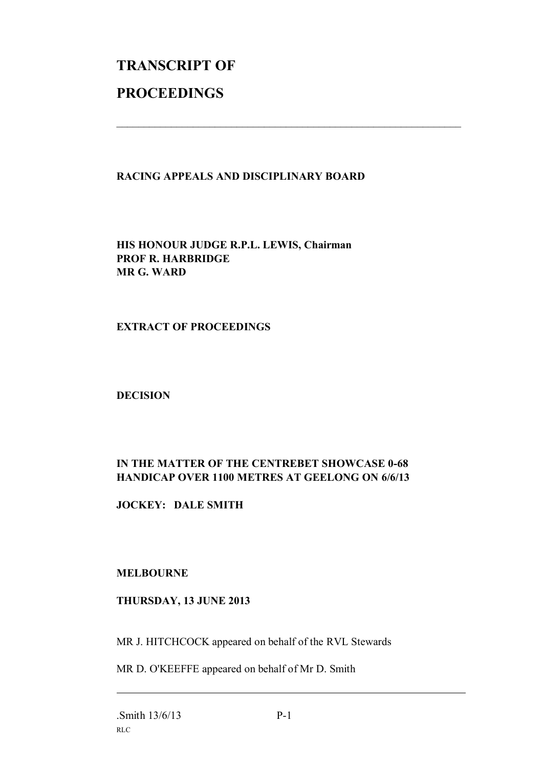# TRANSCRIPT OF PROCEEDINGS

---

**RACING APPEALS AND DISCIPLINARY BOARD**

**HIS HONOUR JUDGE R.P.L. LEWIS, Chairman**
**PROF R. HARBRIDGE**
**MR G. WARD**

**EXTRACT OF PROCEEDINGS**

**DECISION**

**IN THE MATTER OF THE CENTREBET SHOWCASE 0-68 HANDICAP OVER 1100 METRES AT GEELONG ON 6/6/13**

**JOCKEY: DALE SMITH**

**MELBOURNE**

**THURSDAY, 13 JUNE 2013**

MR J. HITCHCOCK appeared on behalf of the RVL Stewards

MR D. O'KEEFFE appeared on behalf of Mr D. Smith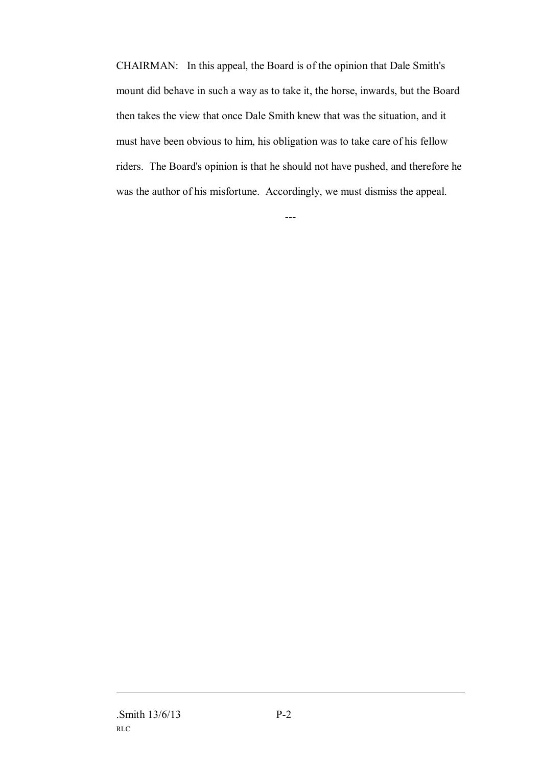CHAIRMAN: In this appeal, the Board is of the opinion that Dale Smith's mount did behave in such a way as to take it, the horse, inwards, but the Board then takes the view that once Dale Smith knew that was the situation, and it must have been obvious to him, his obligation was to take care of his fellow riders. The Board's opinion is that he should not have pushed, and therefore he was the author of his misfortune. Accordingly, we must dismiss the appeal.

---